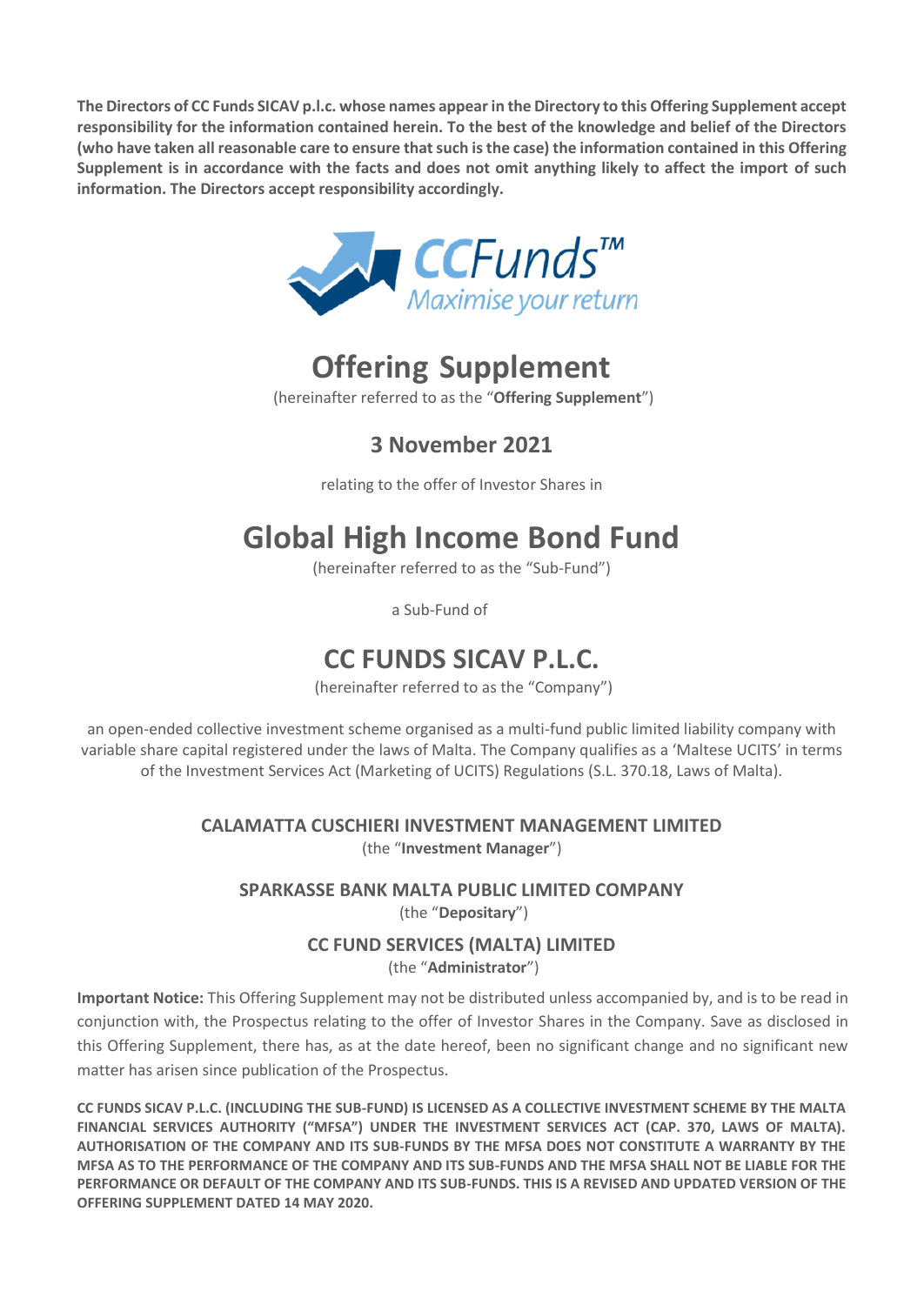**The Directors of CC Funds SICAV p.l.c. whose names appear in the Directory to this Offering Supplement accept responsibility for the information contained herein. To the best of the knowledge and belief of the Directors (who have taken all reasonable care to ensure that such is the case) the information contained in this Offering Supplement is in accordance with the facts and does not omit anything likely to affect the import of such information. The Directors accept responsibility accordingly.**

CCFunds™
*Maximise your return*

# Offering Supplement

(hereinafter referred to as the "**Offering Supplement**")

## 3 November 2021

relating to the offer of Investor Shares in

# Global High Income Bond Fund

(hereinafter referred to as the "Sub-Fund")

a Sub-Fund of

# CC FUNDS SICAV P.L.C.

(hereinafter referred to as the "Company")

an open-ended collective investment scheme organised as a multi-fund public limited liability company with variable share capital registered under the laws of Malta. The Company qualifies as a 'Maltese UCITS' in terms of the Investment Services Act (Marketing of UCITS) Regulations (S.L. 370.18, Laws of Malta).

**CALAMATTA CUSCHIERI INVESTMENT MANAGEMENT LIMITED**
(the "**Investment Manager**")

**SPARKASSE BANK MALTA PUBLIC LIMITED COMPANY**
(the "**Depositary**")

**CC FUND SERVICES (MALTA) LIMITED**
(the "**Administrator**")

**Important Notice:** This Offering Supplement may not be distributed unless accompanied by, and is to be read in conjunction with, the Prospectus relating to the offer of Investor Shares in the Company. Save as disclosed in this Offering Supplement, there has, as at the date hereof, been no significant change and no significant new matter has arisen since publication of the Prospectus.

**CC FUNDS SICAV P.L.C. (INCLUDING THE SUB-FUND) IS LICENSED AS A COLLECTIVE INVESTMENT SCHEME BY THE MALTA FINANCIAL SERVICES AUTHORITY ("MFSA") UNDER THE INVESTMENT SERVICES ACT (CAP. 370, LAWS OF MALTA). AUTHORISATION OF THE COMPANY AND ITS SUB-FUNDS BY THE MFSA DOES NOT CONSTITUTE A WARRANTY BY THE MFSA AS TO THE PERFORMANCE OF THE COMPANY AND ITS SUB-FUNDS AND THE MFSA SHALL NOT BE LIABLE FOR THE PERFORMANCE OR DEFAULT OF THE COMPANY AND ITS SUB-FUNDS. THIS IS A REVISED AND UPDATED VERSION OF THE OFFERING SUPPLEMENT DATED 14 MAY 2020.**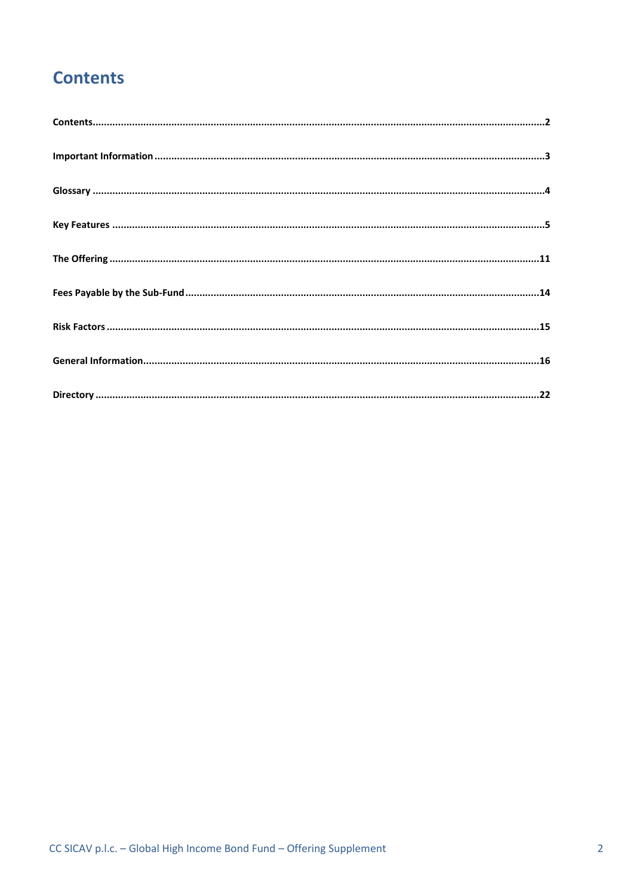# Contents

**Contents** .......... 2

**Important Information** .......... 3

**Glossary** .......... 4

**Key Features** .......... 5

**The Offering** .......... 11

**Fees Payable by the Sub-Fund** .......... 14

**Risk Factors** .......... 15

**General Information** .......... 16

**Directory** .......... 22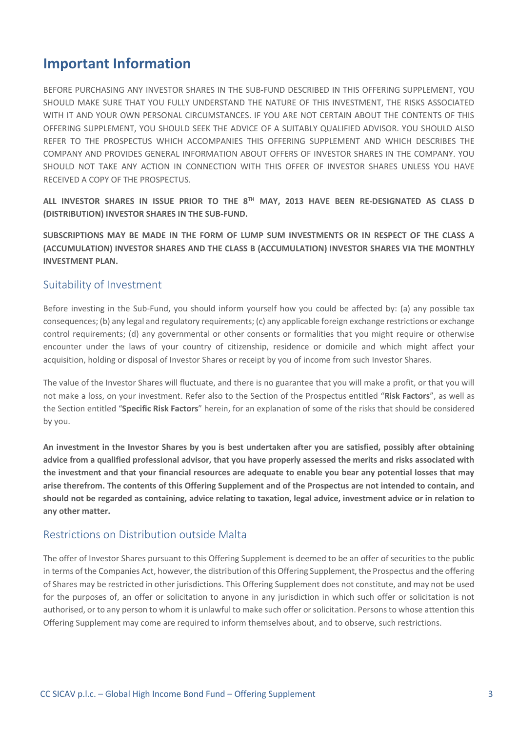# Important Information

BEFORE PURCHASING ANY INVESTOR SHARES IN THE SUB-FUND DESCRIBED IN THIS OFFERING SUPPLEMENT, YOU SHOULD MAKE SURE THAT YOU FULLY UNDERSTAND THE NATURE OF THIS INVESTMENT, THE RISKS ASSOCIATED WITH IT AND YOUR OWN PERSONAL CIRCUMSTANCES. IF YOU ARE NOT CERTAIN ABOUT THE CONTENTS OF THIS OFFERING SUPPLEMENT, YOU SHOULD SEEK THE ADVICE OF A SUITABLY QUALIFIED ADVISOR. YOU SHOULD ALSO REFER TO THE PROSPECTUS WHICH ACCOMPANIES THIS OFFERING SUPPLEMENT AND WHICH DESCRIBES THE COMPANY AND PROVIDES GENERAL INFORMATION ABOUT OFFERS OF INVESTOR SHARES IN THE COMPANY. YOU SHOULD NOT TAKE ANY ACTION IN CONNECTION WITH THIS OFFER OF INVESTOR SHARES UNLESS YOU HAVE RECEIVED A COPY OF THE PROSPECTUS.

**ALL INVESTOR SHARES IN ISSUE PRIOR TO THE 8TH MAY, 2013 HAVE BEEN RE-DESIGNATED AS CLASS D (DISTRIBUTION) INVESTOR SHARES IN THE SUB-FUND.**

**SUBSCRIPTIONS MAY BE MADE IN THE FORM OF LUMP SUM INVESTMENTS OR IN RESPECT OF THE CLASS A (ACCUMULATION) INVESTOR SHARES AND THE CLASS B (ACCUMULATION) INVESTOR SHARES VIA THE MONTHLY INVESTMENT PLAN.**

## Suitability of Investment

Before investing in the Sub-Fund, you should inform yourself how you could be affected by: (a) any possible tax consequences; (b) any legal and regulatory requirements; (c) any applicable foreign exchange restrictions or exchange control requirements; (d) any governmental or other consents or formalities that you might require or otherwise encounter under the laws of your country of citizenship, residence or domicile and which might affect your acquisition, holding or disposal of Investor Shares or receipt by you of income from such Investor Shares.

The value of the Investor Shares will fluctuate, and there is no guarantee that you will make a profit, or that you will not make a loss, on your investment. Refer also to the Section of the Prospectus entitled "**Risk Factors**", as well as the Section entitled "**Specific Risk Factors**" herein, for an explanation of some of the risks that should be considered by you.

**An investment in the Investor Shares by you is best undertaken after you are satisfied, possibly after obtaining advice from a qualified professional advisor, that you have properly assessed the merits and risks associated with the investment and that your financial resources are adequate to enable you bear any potential losses that may arise therefrom. The contents of this Offering Supplement and of the Prospectus are not intended to contain, and should not be regarded as containing, advice relating to taxation, legal advice, investment advice or in relation to any other matter.**

## Restrictions on Distribution outside Malta

The offer of Investor Shares pursuant to this Offering Supplement is deemed to be an offer of securities to the public in terms of the Companies Act, however, the distribution of this Offering Supplement, the Prospectus and the offering of Shares may be restricted in other jurisdictions. This Offering Supplement does not constitute, and may not be used for the purposes of, an offer or solicitation to anyone in any jurisdiction in which such offer or solicitation is not authorised, or to any person to whom it is unlawful to make such offer or solicitation. Persons to whose attention this Offering Supplement may come are required to inform themselves about, and to observe, such restrictions.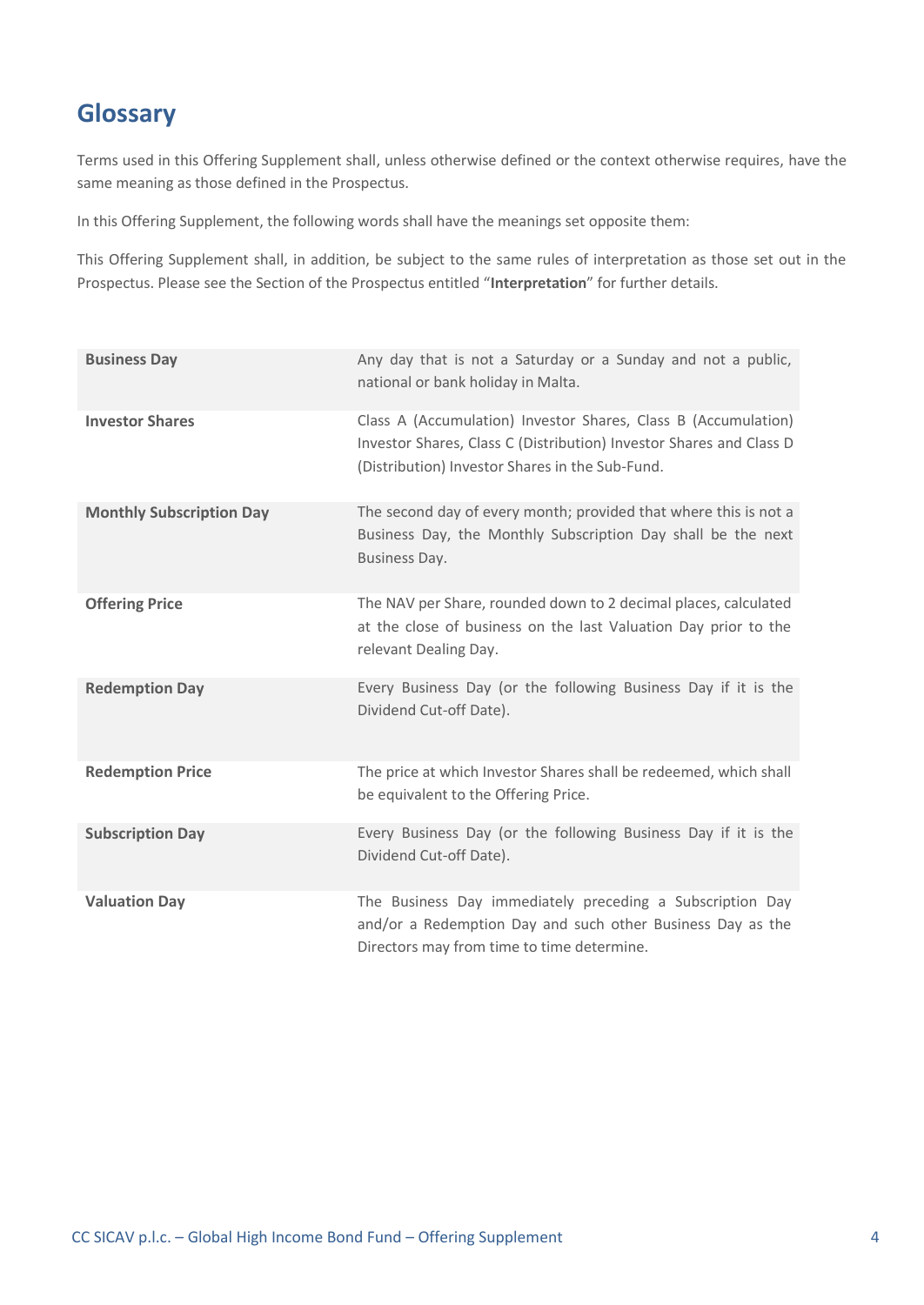# Glossary

Terms used in this Offering Supplement shall, unless otherwise defined or the context otherwise requires, have the same meaning as those defined in the Prospectus.

In this Offering Supplement, the following words shall have the meanings set opposite them:

This Offering Supplement shall, in addition, be subject to the same rules of interpretation as those set out in the Prospectus. Please see the Section of the Prospectus entitled "**Interpretation**" for further details.

| | |
|---|---|
| **Business Day** | Any day that is not a Saturday or a Sunday and not a public, national or bank holiday in Malta. |
| **Investor Shares** | Class A (Accumulation) Investor Shares, Class B (Accumulation) Investor Shares, Class C (Distribution) Investor Shares and Class D (Distribution) Investor Shares in the Sub-Fund. |
| **Monthly Subscription Day** | The second day of every month; provided that where this is not a Business Day, the Monthly Subscription Day shall be the next Business Day. |
| **Offering Price** | The NAV per Share, rounded down to 2 decimal places, calculated at the close of business on the last Valuation Day prior to the relevant Dealing Day. |
| **Redemption Day** | Every Business Day (or the following Business Day if it is the Dividend Cut-off Date). |
| **Redemption Price** | The price at which Investor Shares shall be redeemed, which shall be equivalent to the Offering Price. |
| **Subscription Day** | Every Business Day (or the following Business Day if it is the Dividend Cut-off Date). |
| **Valuation Day** | The Business Day immediately preceding a Subscription Day and/or a Redemption Day and such other Business Day as the Directors may from time to time determine. |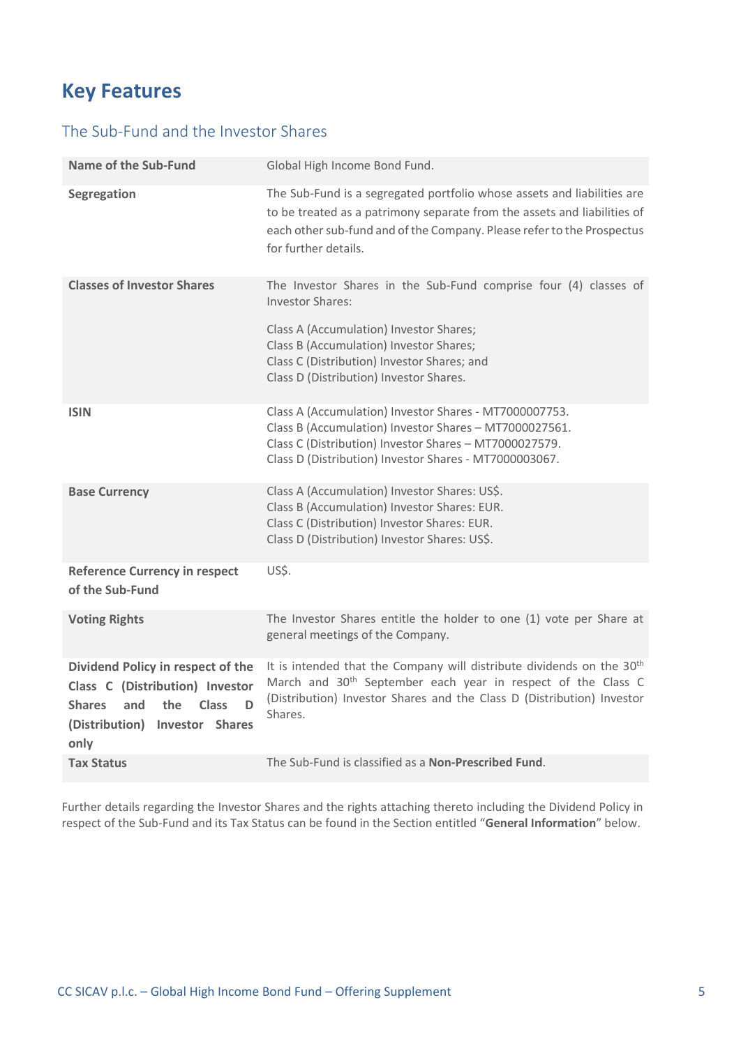# Key Features

## The Sub-Fund and the Investor Shares

| | |
|---|---|
| **Name of the Sub-Fund** | Global High Income Bond Fund. |
| **Segregation** | The Sub-Fund is a segregated portfolio whose assets and liabilities are to be treated as a patrimony separate from the assets and liabilities of each other sub-fund and of the Company. Please refer to the Prospectus for further details. |
| **Classes of Investor Shares** | The Investor Shares in the Sub-Fund comprise four (4) classes of Investor Shares:<br><br>Class A (Accumulation) Investor Shares;<br>Class B (Accumulation) Investor Shares;<br>Class C (Distribution) Investor Shares; and<br>Class D (Distribution) Investor Shares. |
| **ISIN** | Class A (Accumulation) Investor Shares - MT7000007753.<br>Class B (Accumulation) Investor Shares – MT7000027561.<br>Class C (Distribution) Investor Shares – MT7000027579.<br>Class D (Distribution) Investor Shares - MT7000003067. |
| **Base Currency** | Class A (Accumulation) Investor Shares: US$.<br>Class B (Accumulation) Investor Shares: EUR.<br>Class C (Distribution) Investor Shares: EUR.<br>Class D (Distribution) Investor Shares: US$. |
| **Reference Currency in respect of the Sub-Fund** | US$. |
| **Voting Rights** | The Investor Shares entitle the holder to one (1) vote per Share at general meetings of the Company. |
| **Dividend Policy in respect of the Class C (Distribution) Investor Shares and the Class D (Distribution) Investor Shares only** | It is intended that the Company will distribute dividends on the 30th March and 30th September each year in respect of the Class C (Distribution) Investor Shares and the Class D (Distribution) Investor Shares. |
| **Tax Status** | The Sub-Fund is classified as a **Non-Prescribed Fund**. |

Further details regarding the Investor Shares and the rights attaching thereto including the Dividend Policy in respect of the Sub-Fund and its Tax Status can be found in the Section entitled "**General Information**" below.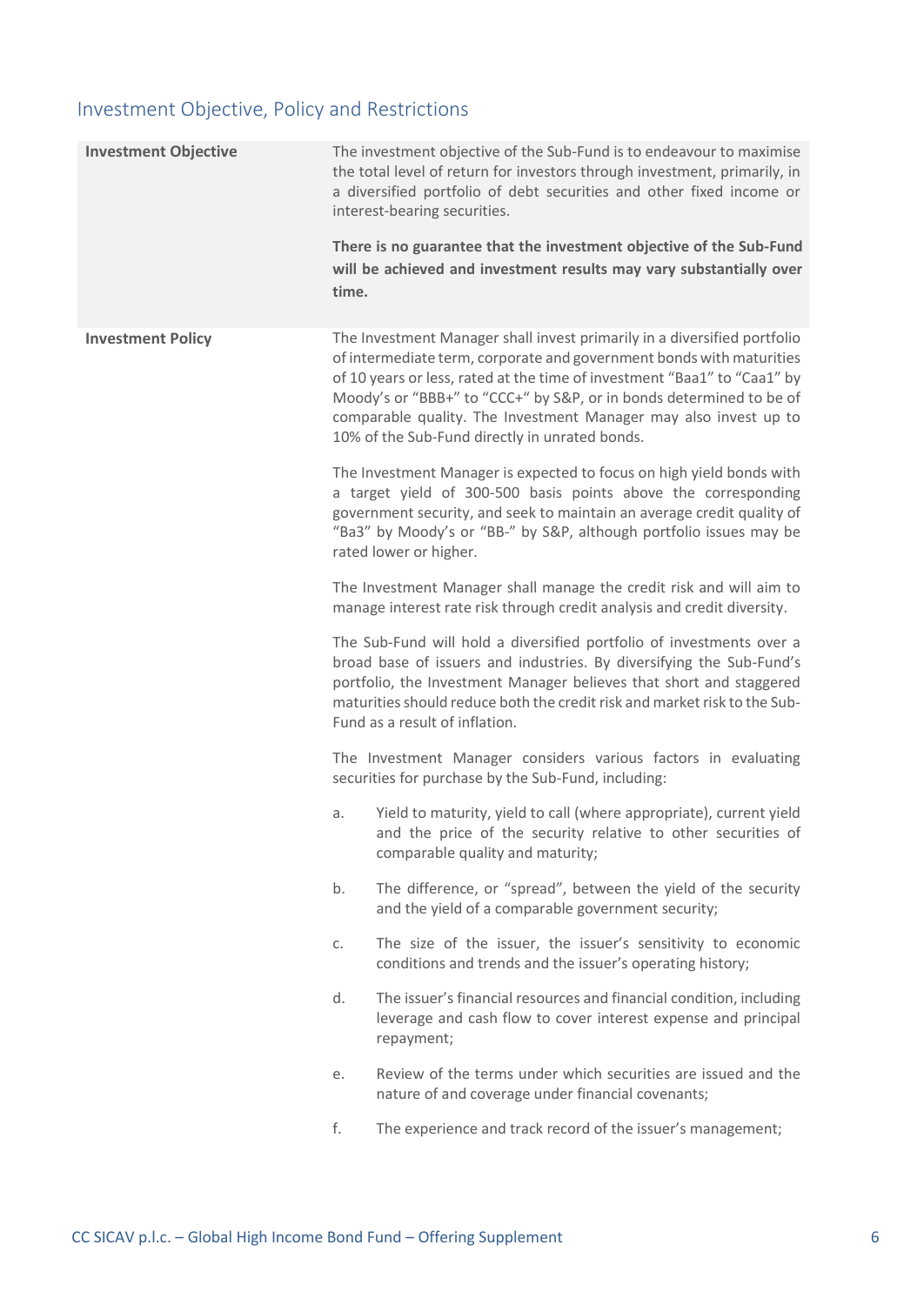## Investment Objective, Policy and Restrictions

| | |
|---|---|
| **Investment Objective** | The investment objective of the Sub-Fund is to endeavour to maximise the total level of return for investors through investment, primarily, in a diversified portfolio of debt securities and other fixed income or interest-bearing securities.<br><br>**There is no guarantee that the investment objective of the Sub-Fund will be achieved and investment results may vary substantially over time.** |
| **Investment Policy** | The Investment Manager shall invest primarily in a diversified portfolio of intermediate term, corporate and government bonds with maturities of 10 years or less, rated at the time of investment "Baa1" to "Caa1" by Moody's or "BBB+" to "CCC+" by S&P, or in bonds determined to be of comparable quality. The Investment Manager may also invest up to 10% of the Sub-Fund directly in unrated bonds.<br><br>The Investment Manager is expected to focus on high yield bonds with a target yield of 300-500 basis points above the corresponding government security, and seek to maintain an average credit quality of "Ba3" by Moody's or "BB-" by S&P, although portfolio issues may be rated lower or higher.<br><br>The Investment Manager shall manage the credit risk and will aim to manage interest rate risk through credit analysis and credit diversity.<br><br>The Sub-Fund will hold a diversified portfolio of investments over a broad base of issuers and industries. By diversifying the Sub-Fund's portfolio, the Investment Manager believes that short and staggered maturities should reduce both the credit risk and market risk to the Sub-Fund as a result of inflation.<br><br>The Investment Manager considers various factors in evaluating securities for purchase by the Sub-Fund, including:<br><br>a. Yield to maturity, yield to call (where appropriate), current yield and the price of the security relative to other securities of comparable quality and maturity;<br><br>b. The difference, or "spread", between the yield of the security and the yield of a comparable government security;<br><br>c. The size of the issuer, the issuer's sensitivity to economic conditions and trends and the issuer's operating history;<br><br>d. The issuer's financial resources and financial condition, including leverage and cash flow to cover interest expense and principal repayment;<br><br>e. Review of the terms under which securities are issued and the nature of and coverage under financial covenants;<br><br>f. The experience and track record of the issuer's management; |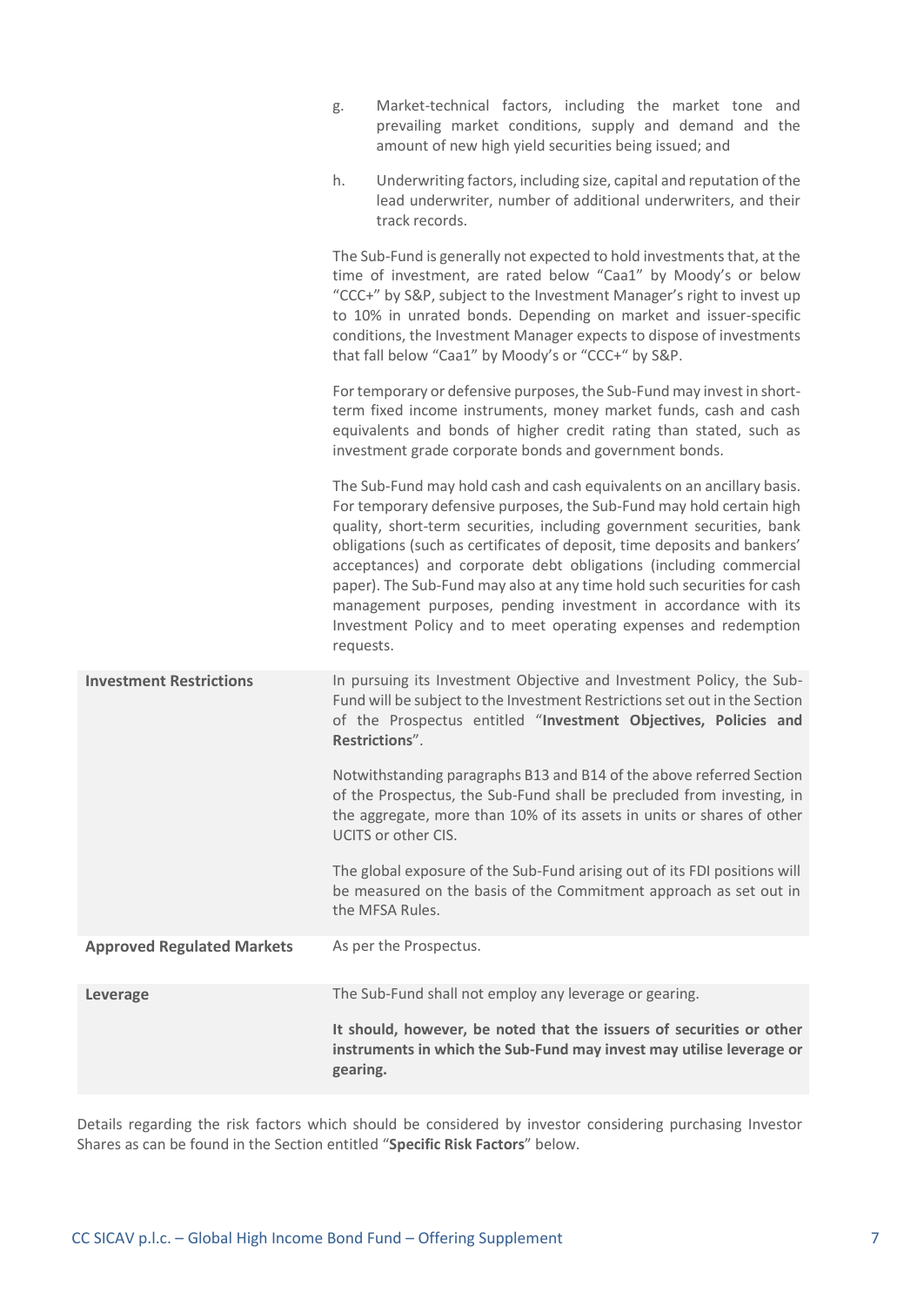g. Market-technical factors, including the market tone and prevailing market conditions, supply and demand and the amount of new high yield securities being issued; and

h. Underwriting factors, including size, capital and reputation of the lead underwriter, number of additional underwriters, and their track records.

The Sub-Fund is generally not expected to hold investments that, at the time of investment, are rated below "Caa1" by Moody's or below "CCC+" by S&P, subject to the Investment Manager's right to invest up to 10% in unrated bonds. Depending on market and issuer-specific conditions, the Investment Manager expects to dispose of investments that fall below "Caa1" by Moody's or "CCC+" by S&P.

For temporary or defensive purposes, the Sub-Fund may invest in short-term fixed income instruments, money market funds, cash and cash equivalents and bonds of higher credit rating than stated, such as investment grade corporate bonds and government bonds.

The Sub-Fund may hold cash and cash equivalents on an ancillary basis. For temporary defensive purposes, the Sub-Fund may hold certain high quality, short-term securities, including government securities, bank obligations (such as certificates of deposit, time deposits and bankers' acceptances) and corporate debt obligations (including commercial paper). The Sub-Fund may also at any time hold such securities for cash management purposes, pending investment in accordance with its Investment Policy and to meet operating expenses and redemption requests.

| | |
|---|---|
| **Investment Restrictions** | In pursuing its Investment Objective and Investment Policy, the Sub-Fund will be subject to the Investment Restrictions set out in the Section of the Prospectus entitled "**Investment Objectives, Policies and Restrictions**".<br><br>Notwithstanding paragraphs B13 and B14 of the above referred Section of the Prospectus, the Sub-Fund shall be precluded from investing, in the aggregate, more than 10% of its assets in units or shares of other UCITS or other CIS.<br><br>The global exposure of the Sub-Fund arising out of its FDI positions will be measured on the basis of the Commitment approach as set out in the MFSA Rules. |
| **Approved Regulated Markets** | As per the Prospectus. |
| **Leverage** | The Sub-Fund shall not employ any leverage or gearing.<br><br>**It should, however, be noted that the issuers of securities or other instruments in which the Sub-Fund may invest may utilise leverage or gearing.** |

Details regarding the risk factors which should be considered by investor considering purchasing Investor Shares as can be found in the Section entitled "**Specific Risk Factors**" below.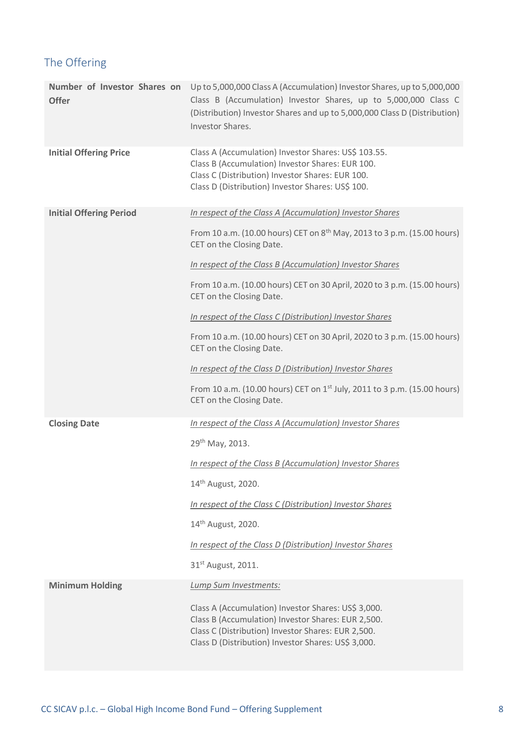## The Offering

| | |
|---|---|
| **Number of Investor Shares on Offer** | Up to 5,000,000 Class A (Accumulation) Investor Shares, up to 5,000,000 Class B (Accumulation) Investor Shares, up to 5,000,000 Class C (Distribution) Investor Shares and up to 5,000,000 Class D (Distribution) Investor Shares. |
| **Initial Offering Price** | Class A (Accumulation) Investor Shares: US$ 103.55.<br>Class B (Accumulation) Investor Shares: EUR 100.<br>Class C (Distribution) Investor Shares: EUR 100.<br>Class D (Distribution) Investor Shares: US$ 100. |
| **Initial Offering Period** | *In respect of the Class A (Accumulation) Investor Shares*<br><br>From 10 a.m. (10.00 hours) CET on 8th May, 2013 to 3 p.m. (15.00 hours) CET on the Closing Date.<br><br>*In respect of the Class B (Accumulation) Investor Shares*<br><br>From 10 a.m. (10.00 hours) CET on 30 April, 2020 to 3 p.m. (15.00 hours) CET on the Closing Date.<br><br>*In respect of the Class C (Distribution) Investor Shares*<br><br>From 10 a.m. (10.00 hours) CET on 30 April, 2020 to 3 p.m. (15.00 hours) CET on the Closing Date.<br><br>*In respect of the Class D (Distribution) Investor Shares*<br><br>From 10 a.m. (10.00 hours) CET on 1st July, 2011 to 3 p.m. (15.00 hours) CET on the Closing Date. |
| **Closing Date** | *In respect of the Class A (Accumulation) Investor Shares*<br><br>29th May, 2013.<br><br>*In respect of the Class B (Accumulation) Investor Shares*<br><br>14th August, 2020.<br><br>*In respect of the Class C (Distribution) Investor Shares*<br><br>14th August, 2020.<br><br>*In respect of the Class D (Distribution) Investor Shares*<br><br>31st August, 2011. |
| **Minimum Holding** | *Lump Sum Investments:*<br><br>Class A (Accumulation) Investor Shares: US$ 3,000.<br>Class B (Accumulation) Investor Shares: EUR 2,500.<br>Class C (Distribution) Investor Shares: EUR 2,500.<br>Class D (Distribution) Investor Shares: US$ 3,000. |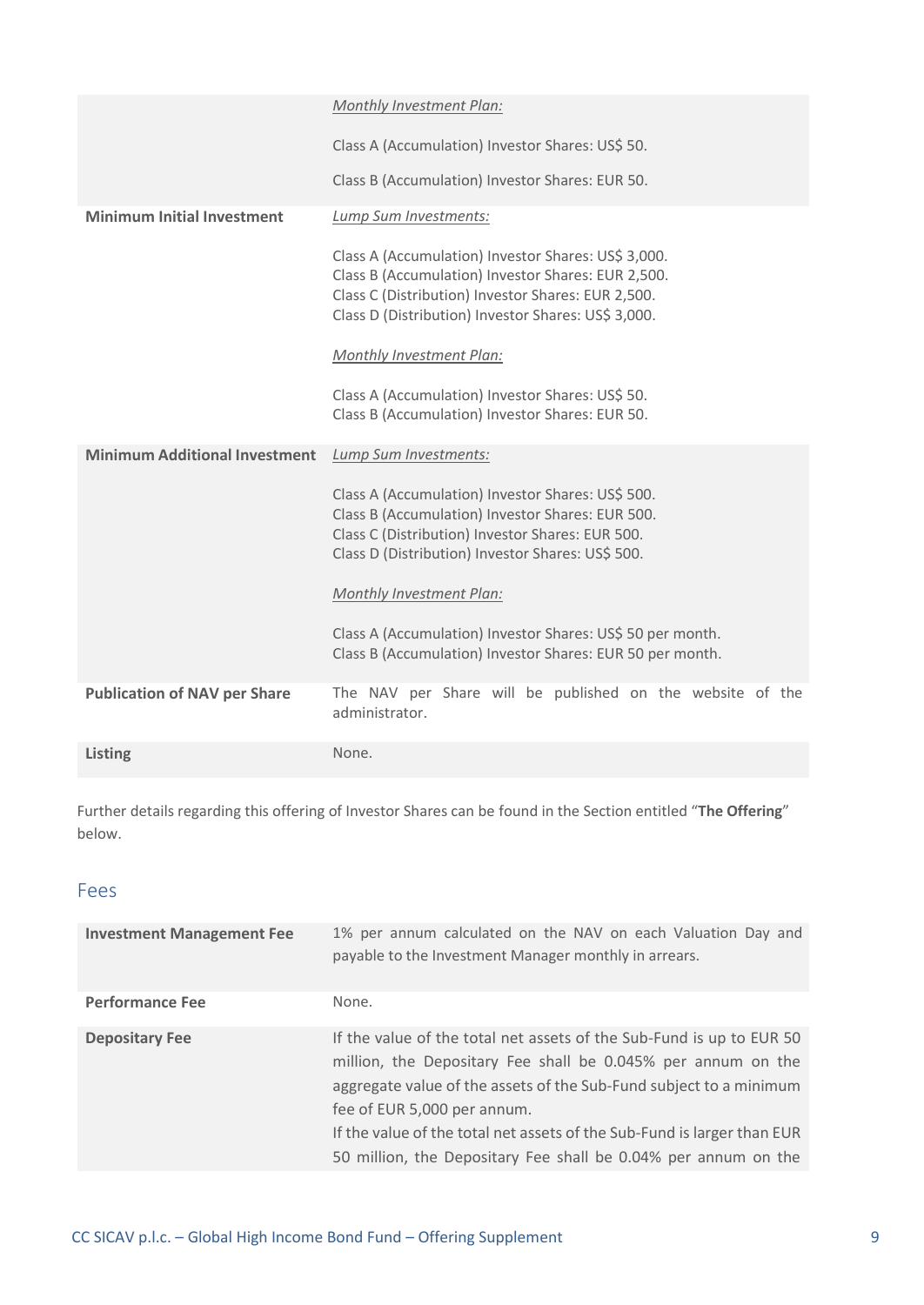| | |
|---|---|
| | *Monthly Investment Plan:*<br><br>Class A (Accumulation) Investor Shares: US$ 50.<br><br>Class B (Accumulation) Investor Shares: EUR 50. |
| **Minimum Initial Investment** | *Lump Sum Investments:*<br><br>Class A (Accumulation) Investor Shares: US$ 3,000.<br>Class B (Accumulation) Investor Shares: EUR 2,500.<br>Class C (Distribution) Investor Shares: EUR 2,500.<br>Class D (Distribution) Investor Shares: US$ 3,000.<br><br>*Monthly Investment Plan:*<br><br>Class A (Accumulation) Investor Shares: US$ 50.<br>Class B (Accumulation) Investor Shares: EUR 50. |
| **Minimum Additional Investment** | *Lump Sum Investments:*<br><br>Class A (Accumulation) Investor Shares: US$ 500.<br>Class B (Accumulation) Investor Shares: EUR 500.<br>Class C (Distribution) Investor Shares: EUR 500.<br>Class D (Distribution) Investor Shares: US$ 500.<br><br>*Monthly Investment Plan:*<br><br>Class A (Accumulation) Investor Shares: US$ 50 per month.<br>Class B (Accumulation) Investor Shares: EUR 50 per month. |
| **Publication of NAV per Share** | The NAV per Share will be published on the website of the administrator. |
| **Listing** | None. |

Further details regarding this offering of Investor Shares can be found in the Section entitled "**The Offering**" below.

## Fees

| | |
|---|---|
| **Investment Management Fee** | 1% per annum calculated on the NAV on each Valuation Day and payable to the Investment Manager monthly in arrears. |
| **Performance Fee** | None. |
| **Depositary Fee** | If the value of the total net assets of the Sub-Fund is up to EUR 50 million, the Depositary Fee shall be 0.045% per annum on the aggregate value of the assets of the Sub-Fund subject to a minimum fee of EUR 5,000 per annum.<br>If the value of the total net assets of the Sub-Fund is larger than EUR 50 million, the Depositary Fee shall be 0.04% per annum on the |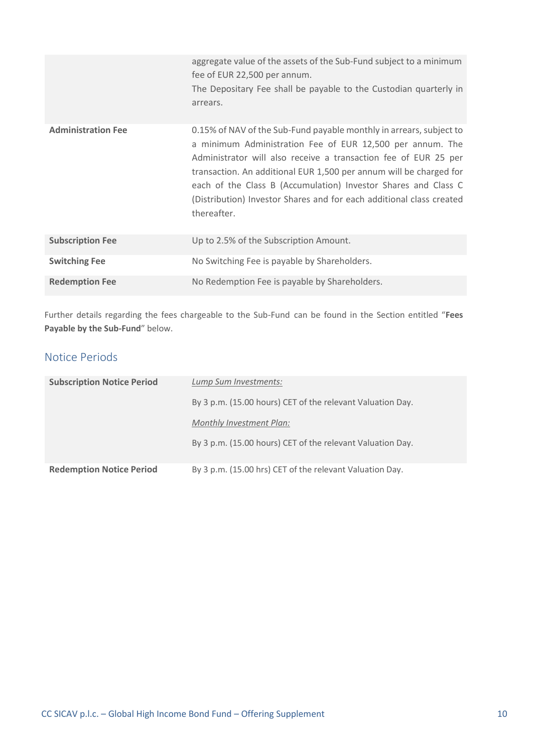| | |
|---|---|
| | aggregate value of the assets of the Sub-Fund subject to a minimum fee of EUR 22,500 per annum.<br>The Depositary Fee shall be payable to the Custodian quarterly in arrears. |
| **Administration Fee** | 0.15% of NAV of the Sub-Fund payable monthly in arrears, subject to a minimum Administration Fee of EUR 12,500 per annum. The Administrator will also receive a transaction fee of EUR 25 per transaction. An additional EUR 1,500 per annum will be charged for each of the Class B (Accumulation) Investor Shares and Class C (Distribution) Investor Shares and for each additional class created thereafter. |
| **Subscription Fee** | Up to 2.5% of the Subscription Amount. |
| **Switching Fee** | No Switching Fee is payable by Shareholders. |
| **Redemption Fee** | No Redemption Fee is payable by Shareholders. |

Further details regarding the fees chargeable to the Sub-Fund can be found in the Section entitled "**Fees Payable by the Sub-Fund**" below.

## Notice Periods

| | |
|---|---|
| **Subscription Notice Period** | _Lump Sum Investments:_<br>By 3 p.m. (15.00 hours) CET of the relevant Valuation Day.<br>_Monthly Investment Plan:_<br>By 3 p.m. (15.00 hours) CET of the relevant Valuation Day. |
| **Redemption Notice Period** | By 3 p.m. (15.00 hrs) CET of the relevant Valuation Day. |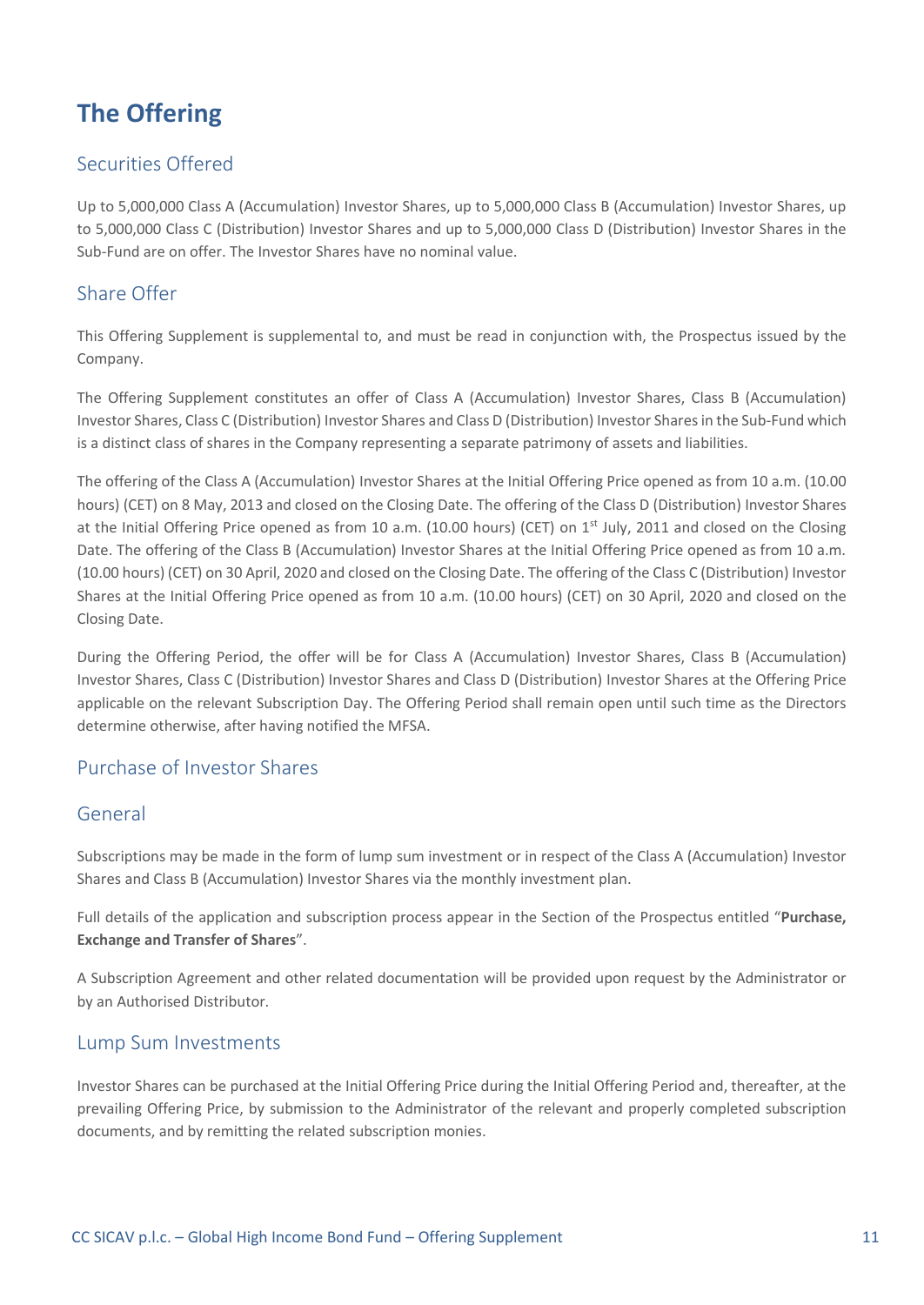# The Offering

## Securities Offered

Up to 5,000,000 Class A (Accumulation) Investor Shares, up to 5,000,000 Class B (Accumulation) Investor Shares, up to 5,000,000 Class C (Distribution) Investor Shares and up to 5,000,000 Class D (Distribution) Investor Shares in the Sub-Fund are on offer. The Investor Shares have no nominal value.

## Share Offer

This Offering Supplement is supplemental to, and must be read in conjunction with, the Prospectus issued by the Company.

The Offering Supplement constitutes an offer of Class A (Accumulation) Investor Shares, Class B (Accumulation) Investor Shares, Class C (Distribution) Investor Shares and Class D (Distribution) Investor Shares in the Sub-Fund which is a distinct class of shares in the Company representing a separate patrimony of assets and liabilities.

The offering of the Class A (Accumulation) Investor Shares at the Initial Offering Price opened as from 10 a.m. (10.00 hours) (CET) on 8 May, 2013 and closed on the Closing Date. The offering of the Class D (Distribution) Investor Shares at the Initial Offering Price opened as from 10 a.m. (10.00 hours) (CET) on 1st July, 2011 and closed on the Closing Date. The offering of the Class B (Accumulation) Investor Shares at the Initial Offering Price opened as from 10 a.m. (10.00 hours) (CET) on 30 April, 2020 and closed on the Closing Date. The offering of the Class C (Distribution) Investor Shares at the Initial Offering Price opened as from 10 a.m. (10.00 hours) (CET) on 30 April, 2020 and closed on the Closing Date.

During the Offering Period, the offer will be for Class A (Accumulation) Investor Shares, Class B (Accumulation) Investor Shares, Class C (Distribution) Investor Shares and Class D (Distribution) Investor Shares at the Offering Price applicable on the relevant Subscription Day. The Offering Period shall remain open until such time as the Directors determine otherwise, after having notified the MFSA.

## Purchase of Investor Shares

## General

Subscriptions may be made in the form of lump sum investment or in respect of the Class A (Accumulation) Investor Shares and Class B (Accumulation) Investor Shares via the monthly investment plan.

Full details of the application and subscription process appear in the Section of the Prospectus entitled "**Purchase, Exchange and Transfer of Shares**".

A Subscription Agreement and other related documentation will be provided upon request by the Administrator or by an Authorised Distributor.

## Lump Sum Investments

Investor Shares can be purchased at the Initial Offering Price during the Initial Offering Period and, thereafter, at the prevailing Offering Price, by submission to the Administrator of the relevant and properly completed subscription documents, and by remitting the related subscription monies.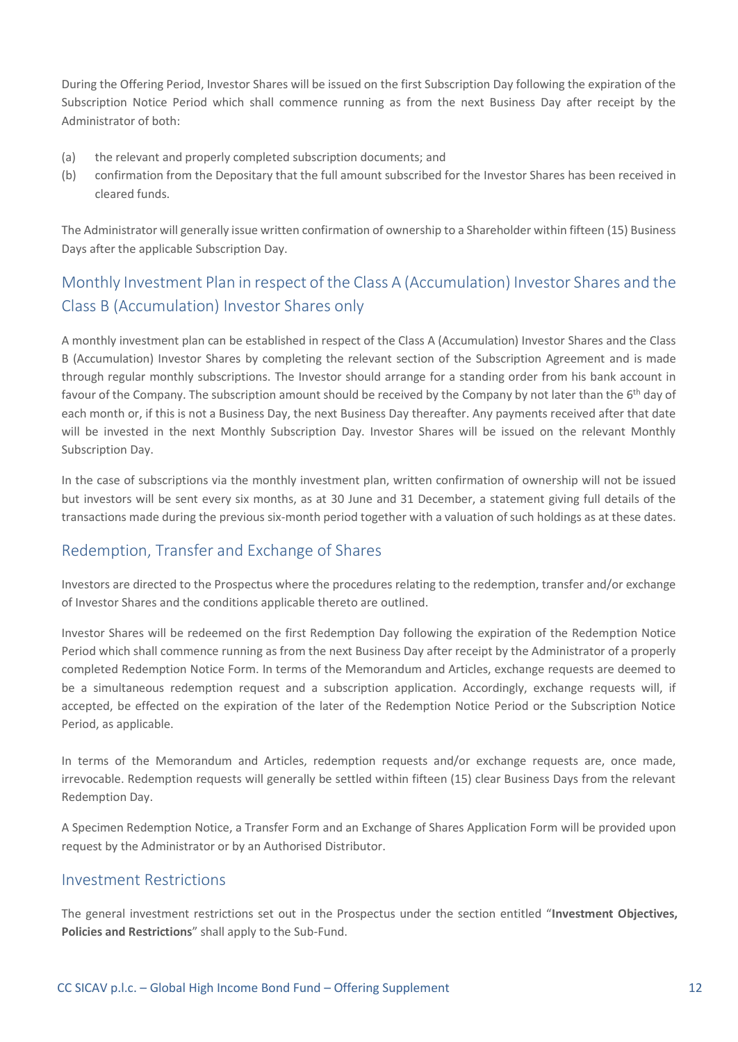During the Offering Period, Investor Shares will be issued on the first Subscription Day following the expiration of the Subscription Notice Period which shall commence running as from the next Business Day after receipt by the Administrator of both:

(a) the relevant and properly completed subscription documents; and
(b) confirmation from the Depositary that the full amount subscribed for the Investor Shares has been received in cleared funds.

The Administrator will generally issue written confirmation of ownership to a Shareholder within fifteen (15) Business Days after the applicable Subscription Day.

## Monthly Investment Plan in respect of the Class A (Accumulation) Investor Shares and the Class B (Accumulation) Investor Shares only

A monthly investment plan can be established in respect of the Class A (Accumulation) Investor Shares and the Class B (Accumulation) Investor Shares by completing the relevant section of the Subscription Agreement and is made through regular monthly subscriptions. The Investor should arrange for a standing order from his bank account in favour of the Company. The subscription amount should be received by the Company by not later than the 6th day of each month or, if this is not a Business Day, the next Business Day thereafter. Any payments received after that date will be invested in the next Monthly Subscription Day. Investor Shares will be issued on the relevant Monthly Subscription Day.

In the case of subscriptions via the monthly investment plan, written confirmation of ownership will not be issued but investors will be sent every six months, as at 30 June and 31 December, a statement giving full details of the transactions made during the previous six-month period together with a valuation of such holdings as at these dates.

## Redemption, Transfer and Exchange of Shares

Investors are directed to the Prospectus where the procedures relating to the redemption, transfer and/or exchange of Investor Shares and the conditions applicable thereto are outlined.

Investor Shares will be redeemed on the first Redemption Day following the expiration of the Redemption Notice Period which shall commence running as from the next Business Day after receipt by the Administrator of a properly completed Redemption Notice Form. In terms of the Memorandum and Articles, exchange requests are deemed to be a simultaneous redemption request and a subscription application. Accordingly, exchange requests will, if accepted, be effected on the expiration of the later of the Redemption Notice Period or the Subscription Notice Period, as applicable.

In terms of the Memorandum and Articles, redemption requests and/or exchange requests are, once made, irrevocable. Redemption requests will generally be settled within fifteen (15) clear Business Days from the relevant Redemption Day.

A Specimen Redemption Notice, a Transfer Form and an Exchange of Shares Application Form will be provided upon request by the Administrator or by an Authorised Distributor.

## Investment Restrictions

The general investment restrictions set out in the Prospectus under the section entitled "**Investment Objectives, Policies and Restrictions**" shall apply to the Sub-Fund.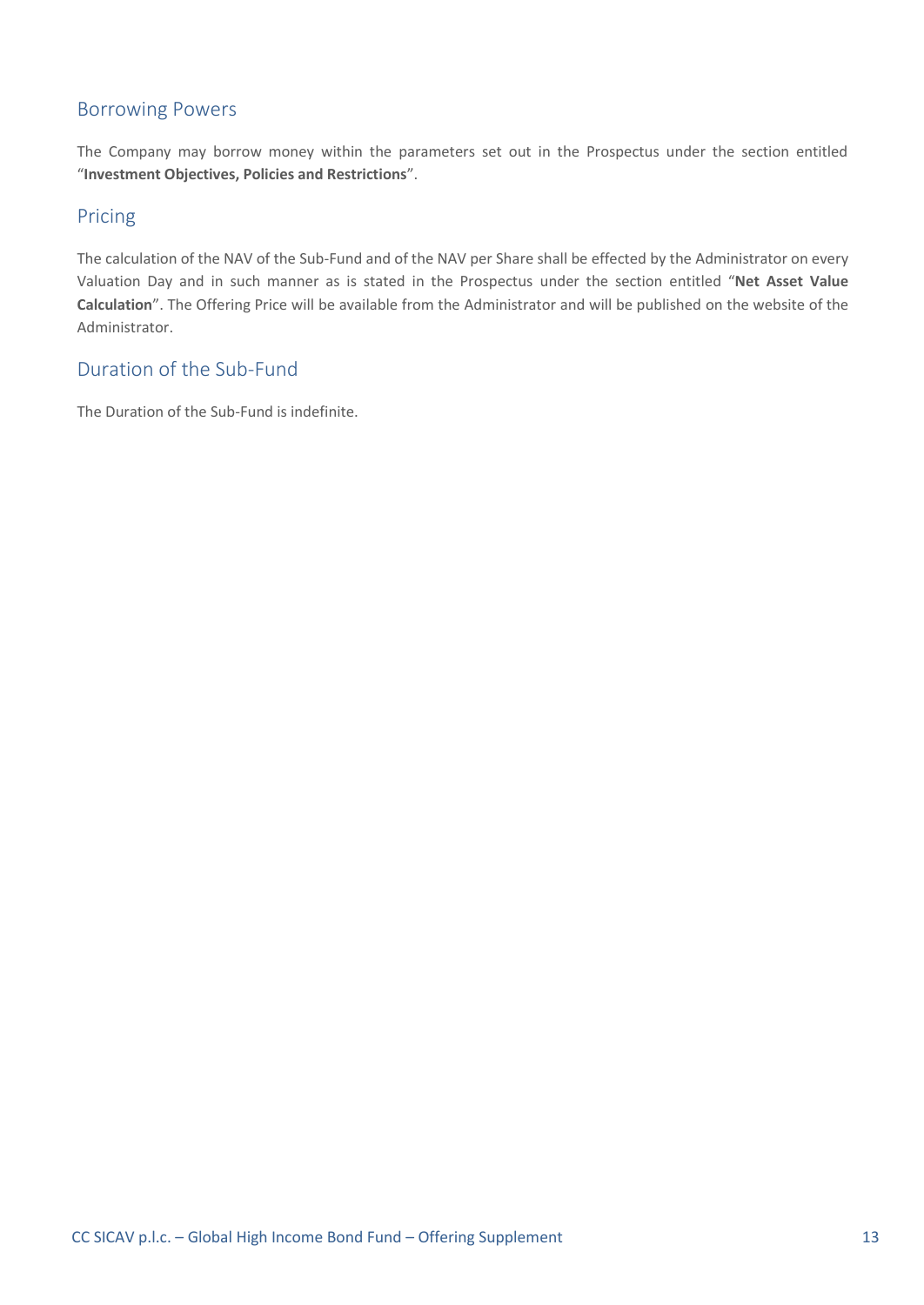## Borrowing Powers

The Company may borrow money within the parameters set out in the Prospectus under the section entitled "**Investment Objectives, Policies and Restrictions**".

## Pricing

The calculation of the NAV of the Sub-Fund and of the NAV per Share shall be effected by the Administrator on every Valuation Day and in such manner as is stated in the Prospectus under the section entitled "**Net Asset Value Calculation**". The Offering Price will be available from the Administrator and will be published on the website of the Administrator.

## Duration of the Sub-Fund

The Duration of the Sub-Fund is indefinite.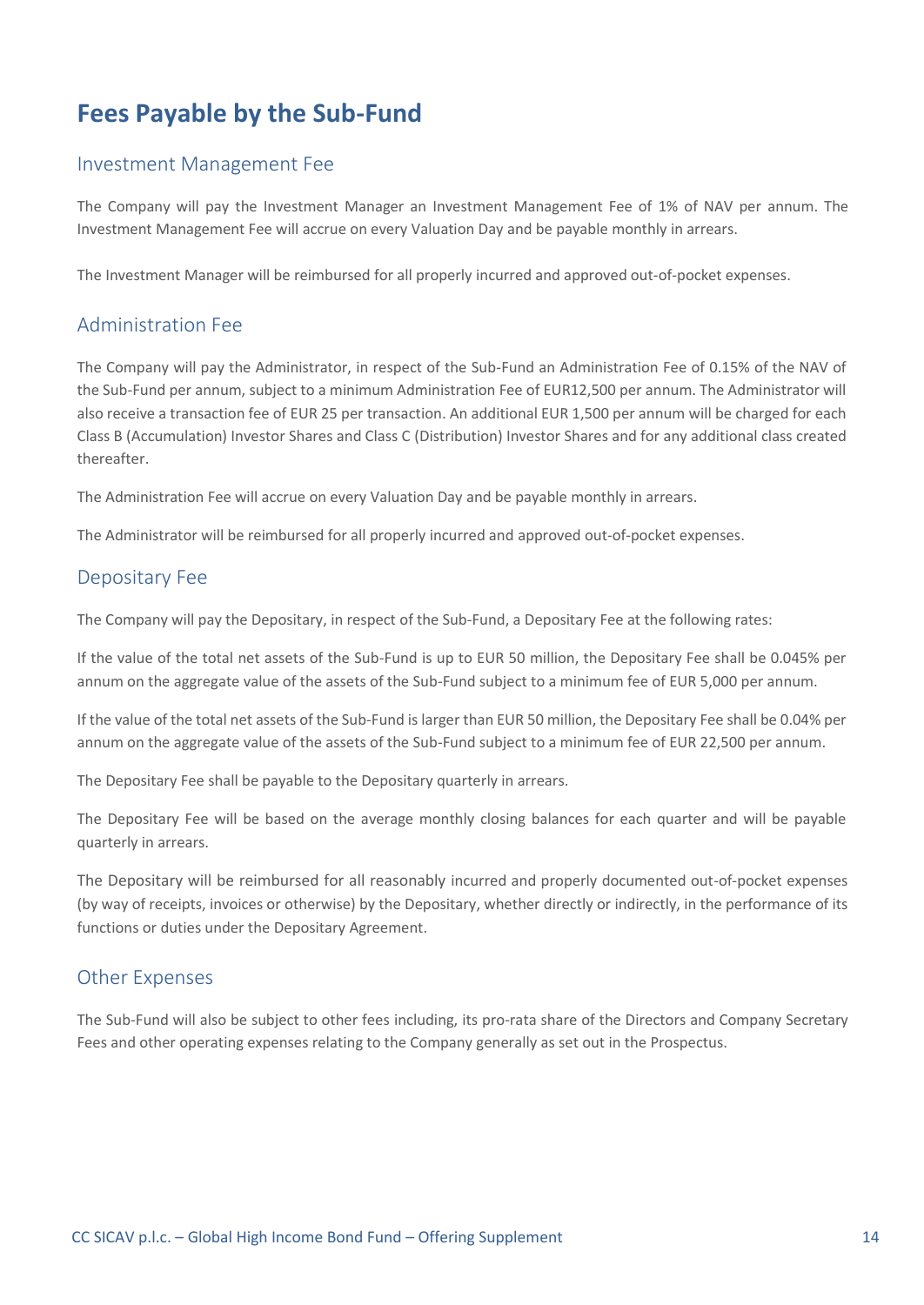# Fees Payable by the Sub-Fund

## Investment Management Fee

The Company will pay the Investment Manager an Investment Management Fee of 1% of NAV per annum. The Investment Management Fee will accrue on every Valuation Day and be payable monthly in arrears.

The Investment Manager will be reimbursed for all properly incurred and approved out-of-pocket expenses.

## Administration Fee

The Company will pay the Administrator, in respect of the Sub-Fund an Administration Fee of 0.15% of the NAV of the Sub-Fund per annum, subject to a minimum Administration Fee of EUR12,500 per annum. The Administrator will also receive a transaction fee of EUR 25 per transaction. An additional EUR 1,500 per annum will be charged for each Class B (Accumulation) Investor Shares and Class C (Distribution) Investor Shares and for any additional class created thereafter.

The Administration Fee will accrue on every Valuation Day and be payable monthly in arrears.

The Administrator will be reimbursed for all properly incurred and approved out-of-pocket expenses.

## Depositary Fee

The Company will pay the Depositary, in respect of the Sub-Fund, a Depositary Fee at the following rates:

If the value of the total net assets of the Sub-Fund is up to EUR 50 million, the Depositary Fee shall be 0.045% per annum on the aggregate value of the assets of the Sub-Fund subject to a minimum fee of EUR 5,000 per annum.

If the value of the total net assets of the Sub-Fund is larger than EUR 50 million, the Depositary Fee shall be 0.04% per annum on the aggregate value of the assets of the Sub-Fund subject to a minimum fee of EUR 22,500 per annum.

The Depositary Fee shall be payable to the Depositary quarterly in arrears.

The Depositary Fee will be based on the average monthly closing balances for each quarter and will be payable quarterly in arrears.

The Depositary will be reimbursed for all reasonably incurred and properly documented out-of-pocket expenses (by way of receipts, invoices or otherwise) by the Depositary, whether directly or indirectly, in the performance of its functions or duties under the Depositary Agreement.

## Other Expenses

The Sub-Fund will also be subject to other fees including, its pro-rata share of the Directors and Company Secretary Fees and other operating expenses relating to the Company generally as set out in the Prospectus.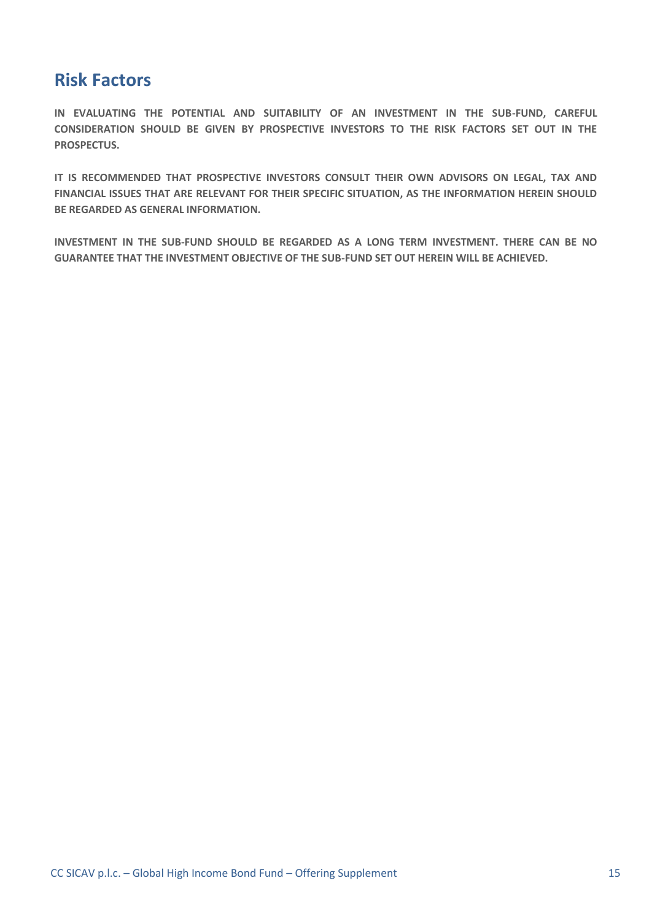## Risk Factors

**IN EVALUATING THE POTENTIAL AND SUITABILITY OF AN INVESTMENT IN THE SUB-FUND, CAREFUL CONSIDERATION SHOULD BE GIVEN BY PROSPECTIVE INVESTORS TO THE RISK FACTORS SET OUT IN THE PROSPECTUS.**

**IT IS RECOMMENDED THAT PROSPECTIVE INVESTORS CONSULT THEIR OWN ADVISORS ON LEGAL, TAX AND FINANCIAL ISSUES THAT ARE RELEVANT FOR THEIR SPECIFIC SITUATION, AS THE INFORMATION HEREIN SHOULD BE REGARDED AS GENERAL INFORMATION.**

**INVESTMENT IN THE SUB-FUND SHOULD BE REGARDED AS A LONG TERM INVESTMENT. THERE CAN BE NO GUARANTEE THAT THE INVESTMENT OBJECTIVE OF THE SUB-FUND SET OUT HEREIN WILL BE ACHIEVED.**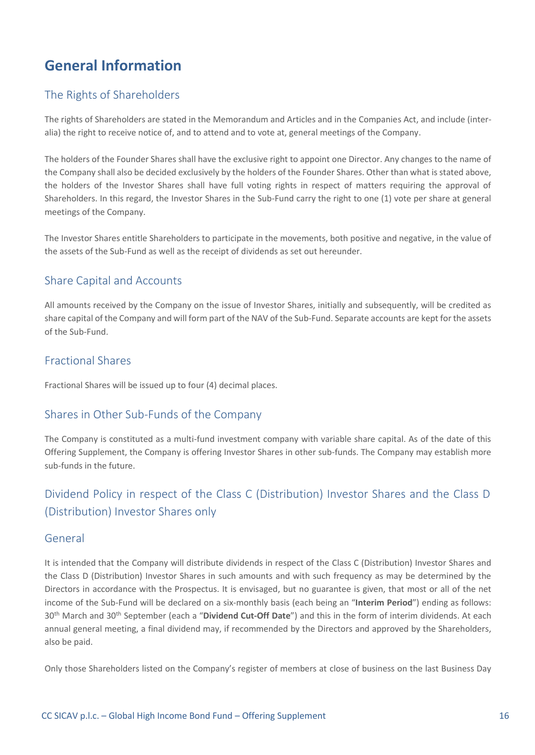# General Information

## The Rights of Shareholders

The rights of Shareholders are stated in the Memorandum and Articles and in the Companies Act, and include (inter-alia) the right to receive notice of, and to attend and to vote at, general meetings of the Company.

The holders of the Founder Shares shall have the exclusive right to appoint one Director. Any changes to the name of the Company shall also be decided exclusively by the holders of the Founder Shares. Other than what is stated above, the holders of the Investor Shares shall have full voting rights in respect of matters requiring the approval of Shareholders. In this regard, the Investor Shares in the Sub-Fund carry the right to one (1) vote per share at general meetings of the Company.

The Investor Shares entitle Shareholders to participate in the movements, both positive and negative, in the value of the assets of the Sub-Fund as well as the receipt of dividends as set out hereunder.

## Share Capital and Accounts

All amounts received by the Company on the issue of Investor Shares, initially and subsequently, will be credited as share capital of the Company and will form part of the NAV of the Sub-Fund. Separate accounts are kept for the assets of the Sub-Fund.

## Fractional Shares

Fractional Shares will be issued up to four (4) decimal places.

## Shares in Other Sub-Funds of the Company

The Company is constituted as a multi-fund investment company with variable share capital. As of the date of this Offering Supplement, the Company is offering Investor Shares in other sub-funds. The Company may establish more sub-funds in the future.

## Dividend Policy in respect of the Class C (Distribution) Investor Shares and the Class D (Distribution) Investor Shares only

### General

It is intended that the Company will distribute dividends in respect of the Class C (Distribution) Investor Shares and the Class D (Distribution) Investor Shares in such amounts and with such frequency as may be determined by the Directors in accordance with the Prospectus. It is envisaged, but no guarantee is given, that most or all of the net income of the Sub-Fund will be declared on a six-monthly basis (each being an "**Interim Period**") ending as follows: 30th March and 30th September (each a "**Dividend Cut-Off Date**") and this in the form of interim dividends. At each annual general meeting, a final dividend may, if recommended by the Directors and approved by the Shareholders, also be paid.

Only those Shareholders listed on the Company's register of members at close of business on the last Business Day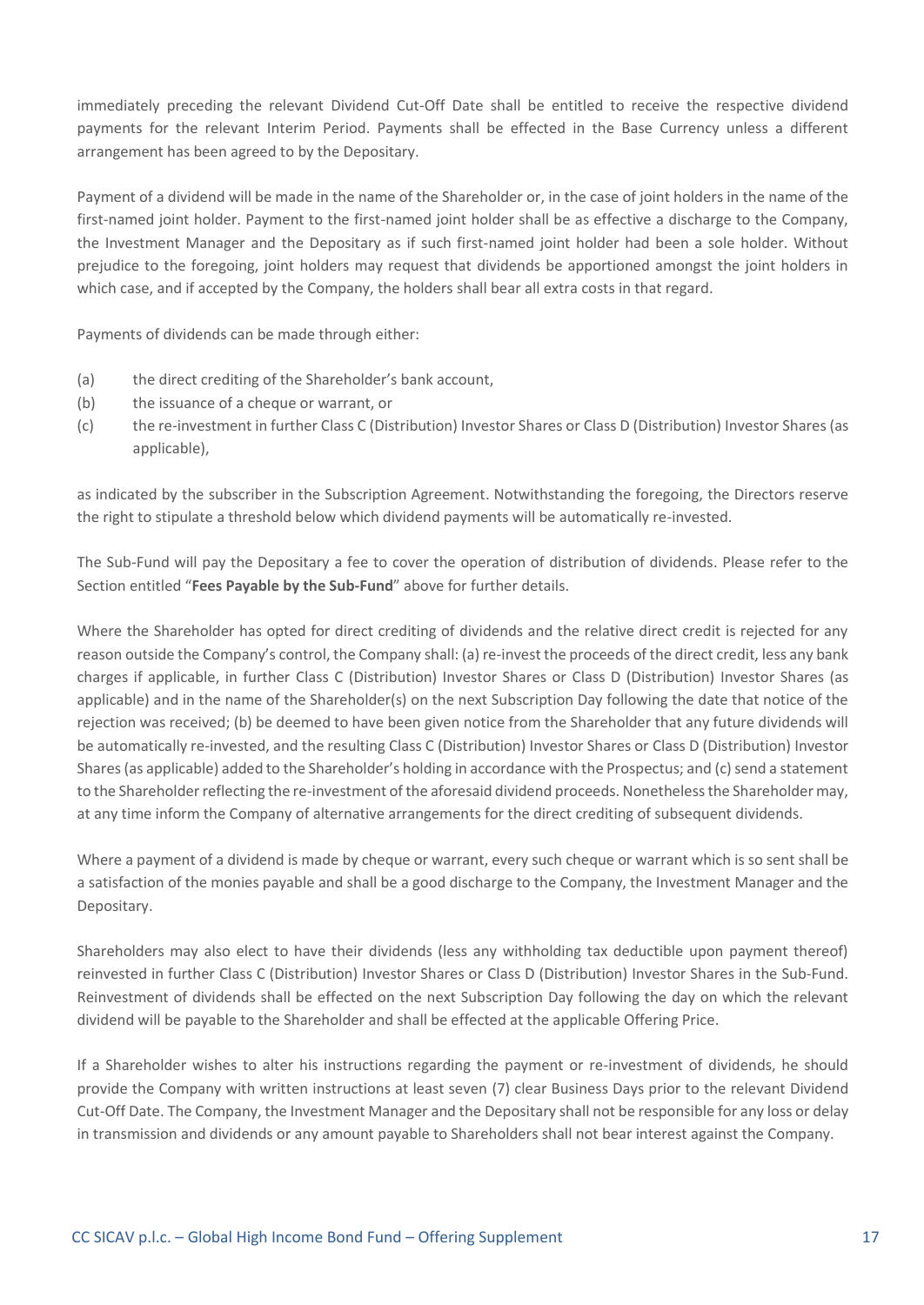immediately preceding the relevant Dividend Cut-Off Date shall be entitled to receive the respective dividend payments for the relevant Interim Period. Payments shall be effected in the Base Currency unless a different arrangement has been agreed to by the Depositary.

Payment of a dividend will be made in the name of the Shareholder or, in the case of joint holders in the name of the first-named joint holder. Payment to the first-named joint holder shall be as effective a discharge to the Company, the Investment Manager and the Depositary as if such first-named joint holder had been a sole holder. Without prejudice to the foregoing, joint holders may request that dividends be apportioned amongst the joint holders in which case, and if accepted by the Company, the holders shall bear all extra costs in that regard.

Payments of dividends can be made through either:

(a) the direct crediting of the Shareholder's bank account,
(b) the issuance of a cheque or warrant, or
(c) the re-investment in further Class C (Distribution) Investor Shares or Class D (Distribution) Investor Shares (as applicable),

as indicated by the subscriber in the Subscription Agreement. Notwithstanding the foregoing, the Directors reserve the right to stipulate a threshold below which dividend payments will be automatically re-invested.

The Sub-Fund will pay the Depositary a fee to cover the operation of distribution of dividends. Please refer to the Section entitled "**Fees Payable by the Sub-Fund**" above for further details.

Where the Shareholder has opted for direct crediting of dividends and the relative direct credit is rejected for any reason outside the Company's control, the Company shall: (a) re-invest the proceeds of the direct credit, less any bank charges if applicable, in further Class C (Distribution) Investor Shares or Class D (Distribution) Investor Shares (as applicable) and in the name of the Shareholder(s) on the next Subscription Day following the date that notice of the rejection was received; (b) be deemed to have been given notice from the Shareholder that any future dividends will be automatically re-invested, and the resulting Class C (Distribution) Investor Shares or Class D (Distribution) Investor Shares (as applicable) added to the Shareholder's holding in accordance with the Prospectus; and (c) send a statement to the Shareholder reflecting the re-investment of the aforesaid dividend proceeds. Nonetheless the Shareholder may, at any time inform the Company of alternative arrangements for the direct crediting of subsequent dividends.

Where a payment of a dividend is made by cheque or warrant, every such cheque or warrant which is so sent shall be a satisfaction of the monies payable and shall be a good discharge to the Company, the Investment Manager and the Depositary.

Shareholders may also elect to have their dividends (less any withholding tax deductible upon payment thereof) reinvested in further Class C (Distribution) Investor Shares or Class D (Distribution) Investor Shares in the Sub-Fund. Reinvestment of dividends shall be effected on the next Subscription Day following the day on which the relevant dividend will be payable to the Shareholder and shall be effected at the applicable Offering Price.

If a Shareholder wishes to alter his instructions regarding the payment or re-investment of dividends, he should provide the Company with written instructions at least seven (7) clear Business Days prior to the relevant Dividend Cut-Off Date. The Company, the Investment Manager and the Depositary shall not be responsible for any loss or delay in transmission and dividends or any amount payable to Shareholders shall not bear interest against the Company.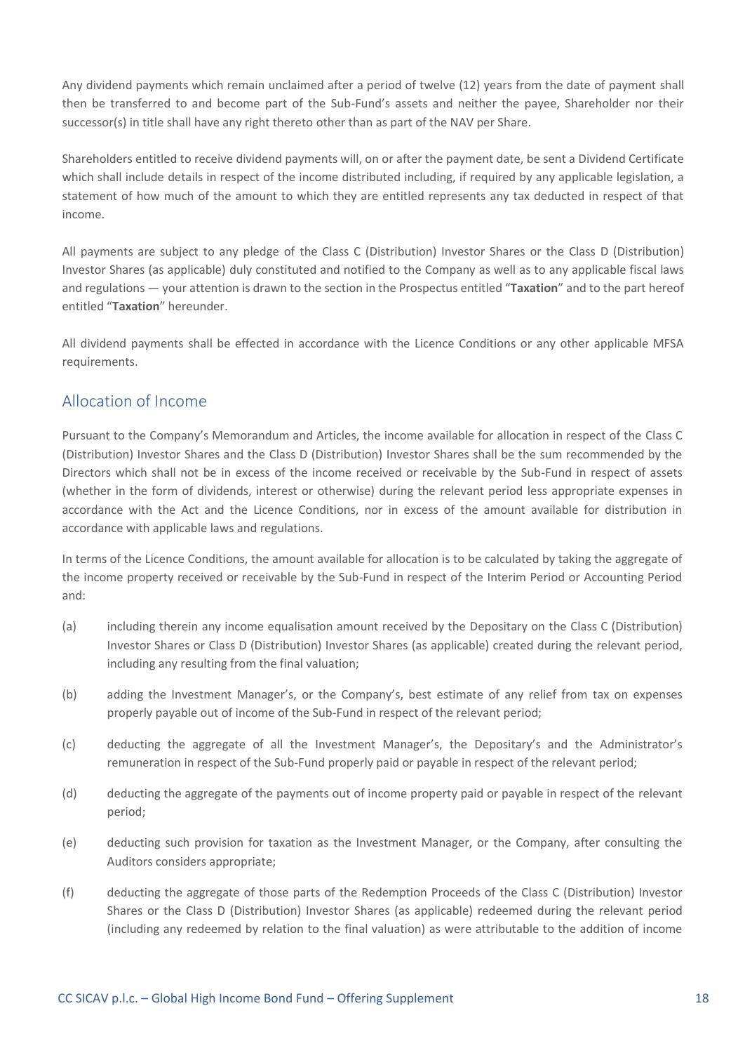Any dividend payments which remain unclaimed after a period of twelve (12) years from the date of payment shall then be transferred to and become part of the Sub-Fund's assets and neither the payee, Shareholder nor their successor(s) in title shall have any right thereto other than as part of the NAV per Share.

Shareholders entitled to receive dividend payments will, on or after the payment date, be sent a Dividend Certificate which shall include details in respect of the income distributed including, if required by any applicable legislation, a statement of how much of the amount to which they are entitled represents any tax deducted in respect of that income.

All payments are subject to any pledge of the Class C (Distribution) Investor Shares or the Class D (Distribution) Investor Shares (as applicable) duly constituted and notified to the Company as well as to any applicable fiscal laws and regulations — your attention is drawn to the section in the Prospectus entitled "**Taxation**" and to the part hereof entitled "**Taxation**" hereunder.

All dividend payments shall be effected in accordance with the Licence Conditions or any other applicable MFSA requirements.

## Allocation of Income

Pursuant to the Company's Memorandum and Articles, the income available for allocation in respect of the Class C (Distribution) Investor Shares and the Class D (Distribution) Investor Shares shall be the sum recommended by the Directors which shall not be in excess of the income received or receivable by the Sub-Fund in respect of assets (whether in the form of dividends, interest or otherwise) during the relevant period less appropriate expenses in accordance with the Act and the Licence Conditions, nor in excess of the amount available for distribution in accordance with applicable laws and regulations.

In terms of the Licence Conditions, the amount available for allocation is to be calculated by taking the aggregate of the income property received or receivable by the Sub-Fund in respect of the Interim Period or Accounting Period and:

(a) including therein any income equalisation amount received by the Depositary on the Class C (Distribution) Investor Shares or Class D (Distribution) Investor Shares (as applicable) created during the relevant period, including any resulting from the final valuation;

(b) adding the Investment Manager's, or the Company's, best estimate of any relief from tax on expenses properly payable out of income of the Sub-Fund in respect of the relevant period;

(c) deducting the aggregate of all the Investment Manager's, the Depositary's and the Administrator's remuneration in respect of the Sub-Fund properly paid or payable in respect of the relevant period;

(d) deducting the aggregate of the payments out of income property paid or payable in respect of the relevant period;

(e) deducting such provision for taxation as the Investment Manager, or the Company, after consulting the Auditors considers appropriate;

(f) deducting the aggregate of those parts of the Redemption Proceeds of the Class C (Distribution) Investor Shares or the Class D (Distribution) Investor Shares (as applicable) redeemed during the relevant period (including any redeemed by relation to the final valuation) as were attributable to the addition of income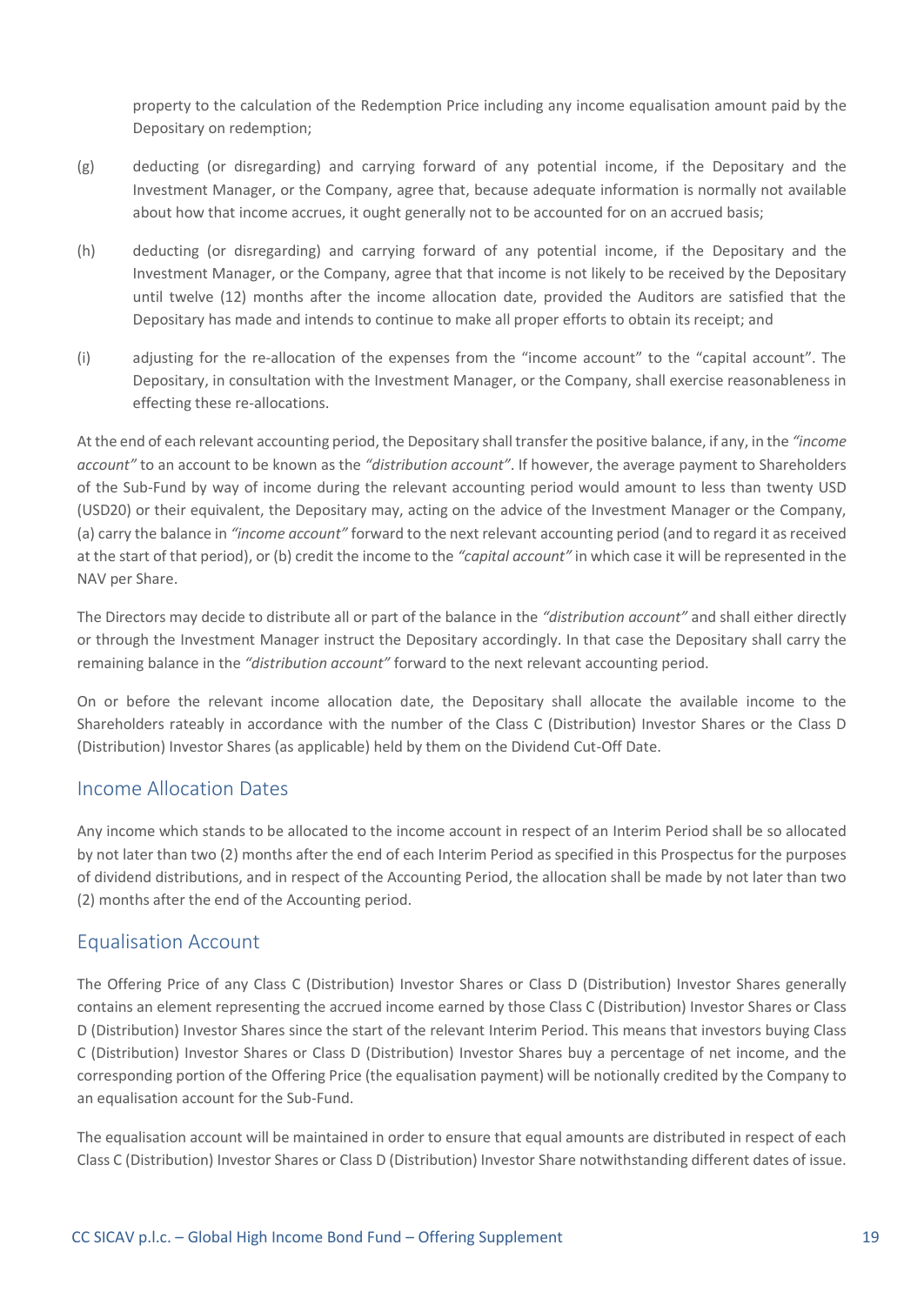property to the calculation of the Redemption Price including any income equalisation amount paid by the Depositary on redemption;

(g) deducting (or disregarding) and carrying forward of any potential income, if the Depositary and the Investment Manager, or the Company, agree that, because adequate information is normally not available about how that income accrues, it ought generally not to be accounted for on an accrued basis;

(h) deducting (or disregarding) and carrying forward of any potential income, if the Depositary and the Investment Manager, or the Company, agree that that income is not likely to be received by the Depositary until twelve (12) months after the income allocation date, provided the Auditors are satisfied that the Depositary has made and intends to continue to make all proper efforts to obtain its receipt; and

(i) adjusting for the re-allocation of the expenses from the "income account" to the "capital account". The Depositary, in consultation with the Investment Manager, or the Company, shall exercise reasonableness in effecting these re-allocations.

At the end of each relevant accounting period, the Depositary shall transfer the positive balance, if any, in the *"income account"* to an account to be known as the *"distribution account"*. If however, the average payment to Shareholders of the Sub-Fund by way of income during the relevant accounting period would amount to less than twenty USD (USD20) or their equivalent, the Depositary may, acting on the advice of the Investment Manager or the Company, (a) carry the balance in *"income account"* forward to the next relevant accounting period (and to regard it as received at the start of that period), or (b) credit the income to the *"capital account"* in which case it will be represented in the NAV per Share.

The Directors may decide to distribute all or part of the balance in the *"distribution account"* and shall either directly or through the Investment Manager instruct the Depositary accordingly. In that case the Depositary shall carry the remaining balance in the *"distribution account"* forward to the next relevant accounting period.

On or before the relevant income allocation date, the Depositary shall allocate the available income to the Shareholders rateably in accordance with the number of the Class C (Distribution) Investor Shares or the Class D (Distribution) Investor Shares (as applicable) held by them on the Dividend Cut-Off Date.

## Income Allocation Dates

Any income which stands to be allocated to the income account in respect of an Interim Period shall be so allocated by not later than two (2) months after the end of each Interim Period as specified in this Prospectus for the purposes of dividend distributions, and in respect of the Accounting Period, the allocation shall be made by not later than two (2) months after the end of the Accounting period.

## Equalisation Account

The Offering Price of any Class C (Distribution) Investor Shares or Class D (Distribution) Investor Shares generally contains an element representing the accrued income earned by those Class C (Distribution) Investor Shares or Class D (Distribution) Investor Shares since the start of the relevant Interim Period. This means that investors buying Class C (Distribution) Investor Shares or Class D (Distribution) Investor Shares buy a percentage of net income, and the corresponding portion of the Offering Price (the equalisation payment) will be notionally credited by the Company to an equalisation account for the Sub-Fund.

The equalisation account will be maintained in order to ensure that equal amounts are distributed in respect of each Class C (Distribution) Investor Shares or Class D (Distribution) Investor Share notwithstanding different dates of issue.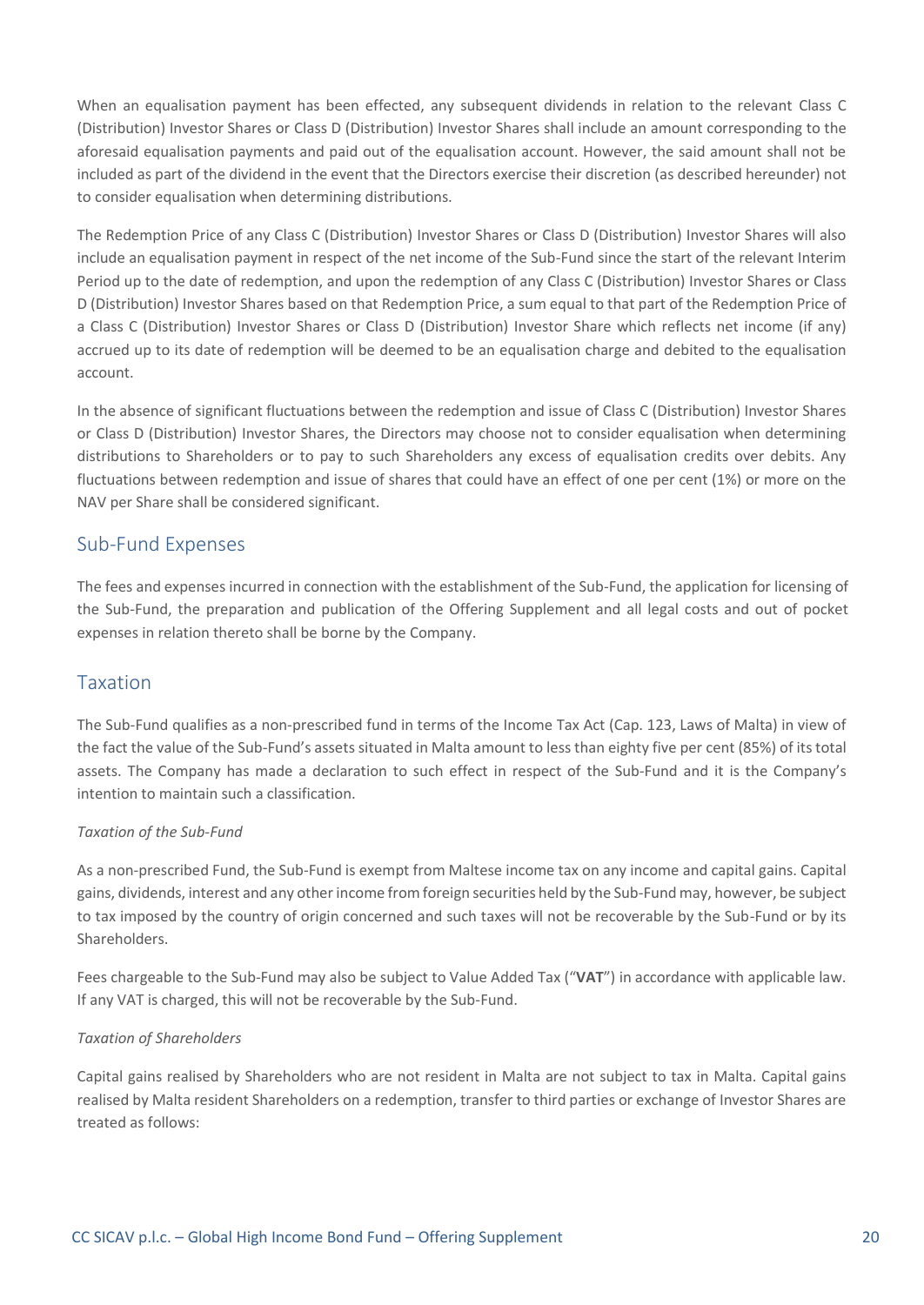When an equalisation payment has been effected, any subsequent dividends in relation to the relevant Class C (Distribution) Investor Shares or Class D (Distribution) Investor Shares shall include an amount corresponding to the aforesaid equalisation payments and paid out of the equalisation account. However, the said amount shall not be included as part of the dividend in the event that the Directors exercise their discretion (as described hereunder) not to consider equalisation when determining distributions.

The Redemption Price of any Class C (Distribution) Investor Shares or Class D (Distribution) Investor Shares will also include an equalisation payment in respect of the net income of the Sub-Fund since the start of the relevant Interim Period up to the date of redemption, and upon the redemption of any Class C (Distribution) Investor Shares or Class D (Distribution) Investor Shares based on that Redemption Price, a sum equal to that part of the Redemption Price of a Class C (Distribution) Investor Shares or Class D (Distribution) Investor Share which reflects net income (if any) accrued up to its date of redemption will be deemed to be an equalisation charge and debited to the equalisation account.

In the absence of significant fluctuations between the redemption and issue of Class C (Distribution) Investor Shares or Class D (Distribution) Investor Shares, the Directors may choose not to consider equalisation when determining distributions to Shareholders or to pay to such Shareholders any excess of equalisation credits over debits. Any fluctuations between redemption and issue of shares that could have an effect of one per cent (1%) or more on the NAV per Share shall be considered significant.

## Sub-Fund Expenses

The fees and expenses incurred in connection with the establishment of the Sub-Fund, the application for licensing of the Sub-Fund, the preparation and publication of the Offering Supplement and all legal costs and out of pocket expenses in relation thereto shall be borne by the Company.

## Taxation

The Sub-Fund qualifies as a non-prescribed fund in terms of the Income Tax Act (Cap. 123, Laws of Malta) in view of the fact the value of the Sub-Fund's assets situated in Malta amount to less than eighty five per cent (85%) of its total assets. The Company has made a declaration to such effect in respect of the Sub-Fund and it is the Company's intention to maintain such a classification.

*Taxation of the Sub-Fund*

As a non-prescribed Fund, the Sub-Fund is exempt from Maltese income tax on any income and capital gains. Capital gains, dividends, interest and any other income from foreign securities held by the Sub-Fund may, however, be subject to tax imposed by the country of origin concerned and such taxes will not be recoverable by the Sub-Fund or by its Shareholders.

Fees chargeable to the Sub-Fund may also be subject to Value Added Tax ("**VAT**") in accordance with applicable law. If any VAT is charged, this will not be recoverable by the Sub-Fund.

*Taxation of Shareholders*

Capital gains realised by Shareholders who are not resident in Malta are not subject to tax in Malta. Capital gains realised by Malta resident Shareholders on a redemption, transfer to third parties or exchange of Investor Shares are treated as follows: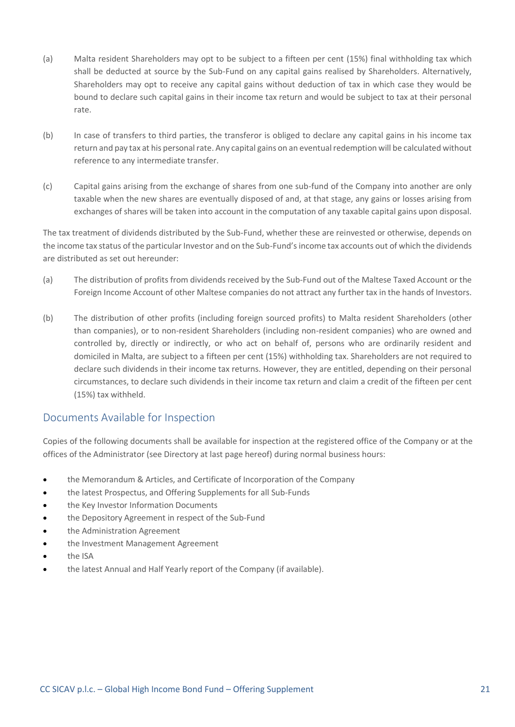(a) Malta resident Shareholders may opt to be subject to a fifteen per cent (15%) final withholding tax which shall be deducted at source by the Sub-Fund on any capital gains realised by Shareholders. Alternatively, Shareholders may opt to receive any capital gains without deduction of tax in which case they would be bound to declare such capital gains in their income tax return and would be subject to tax at their personal rate.

(b) In case of transfers to third parties, the transferor is obliged to declare any capital gains in his income tax return and pay tax at his personal rate. Any capital gains on an eventual redemption will be calculated without reference to any intermediate transfer.

(c) Capital gains arising from the exchange of shares from one sub-fund of the Company into another are only taxable when the new shares are eventually disposed of and, at that stage, any gains or losses arising from exchanges of shares will be taken into account in the computation of any taxable capital gains upon disposal.

The tax treatment of dividends distributed by the Sub-Fund, whether these are reinvested or otherwise, depends on the income tax status of the particular Investor and on the Sub-Fund's income tax accounts out of which the dividends are distributed as set out hereunder:

(a) The distribution of profits from dividends received by the Sub-Fund out of the Maltese Taxed Account or the Foreign Income Account of other Maltese companies do not attract any further tax in the hands of Investors.

(b) The distribution of other profits (including foreign sourced profits) to Malta resident Shareholders (other than companies), or to non-resident Shareholders (including non-resident companies) who are owned and controlled by, directly or indirectly, or who act on behalf of, persons who are ordinarily resident and domiciled in Malta, are subject to a fifteen per cent (15%) withholding tax. Shareholders are not required to declare such dividends in their income tax returns. However, they are entitled, depending on their personal circumstances, to declare such dividends in their income tax return and claim a credit of the fifteen per cent (15%) tax withheld.

## Documents Available for Inspection

Copies of the following documents shall be available for inspection at the registered office of the Company or at the offices of the Administrator (see Directory at last page hereof) during normal business hours:

- the Memorandum & Articles, and Certificate of Incorporation of the Company
- the latest Prospectus, and Offering Supplements for all Sub-Funds
- the Key Investor Information Documents
- the Depository Agreement in respect of the Sub-Fund
- the Administration Agreement
- the Investment Management Agreement
- the ISA
- the latest Annual and Half Yearly report of the Company (if available).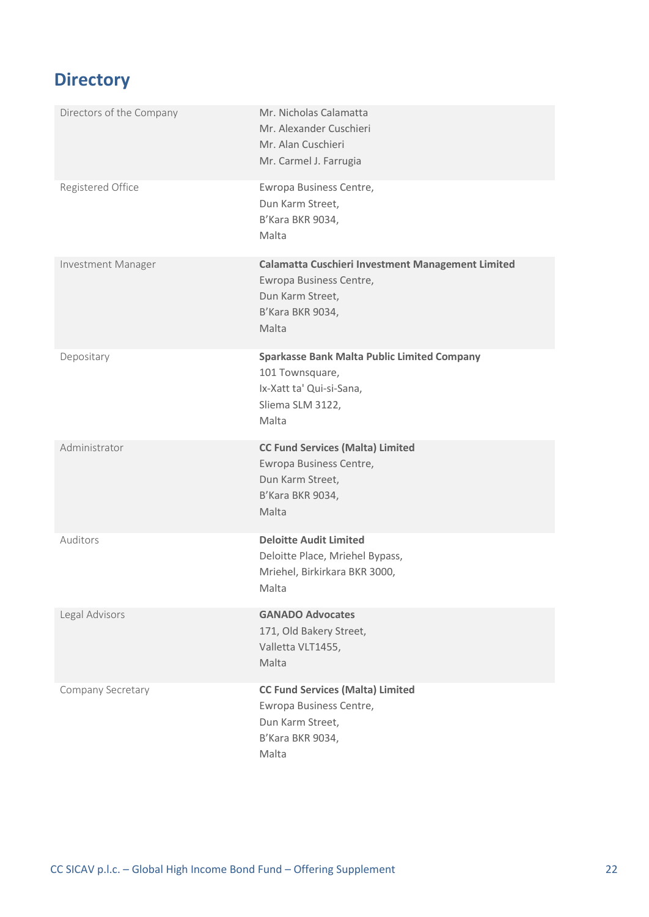## Directory

| | |
|---|---|
| Directors of the Company | Mr. Nicholas Calamatta<br>Mr. Alexander Cuschieri<br>Mr. Alan Cuschieri<br>Mr. Carmel J. Farrugia |
| Registered Office | Ewropa Business Centre,<br>Dun Karm Street,<br>B'Kara BKR 9034,<br>Malta |
| Investment Manager | **Calamatta Cuschieri Investment Management Limited**<br>Ewropa Business Centre,<br>Dun Karm Street,<br>B'Kara BKR 9034,<br>Malta |
| Depositary | **Sparkasse Bank Malta Public Limited Company**<br>101 Townsquare,<br>Ix-Xatt ta' Qui-si-Sana,<br>Sliema SLM 3122,<br>Malta |
| Administrator | **CC Fund Services (Malta) Limited**<br>Ewropa Business Centre,<br>Dun Karm Street,<br>B'Kara BKR 9034,<br>Malta |
| Auditors | **Deloitte Audit Limited**<br>Deloitte Place, Mriehel Bypass,<br>Mriehel, Birkirkara BKR 3000,<br>Malta |
| Legal Advisors | **GANADO Advocates**<br>171, Old Bakery Street,<br>Valletta VLT1455,<br>Malta |
| Company Secretary | **CC Fund Services (Malta) Limited**<br>Ewropa Business Centre,<br>Dun Karm Street,<br>B'Kara BKR 9034,<br>Malta |